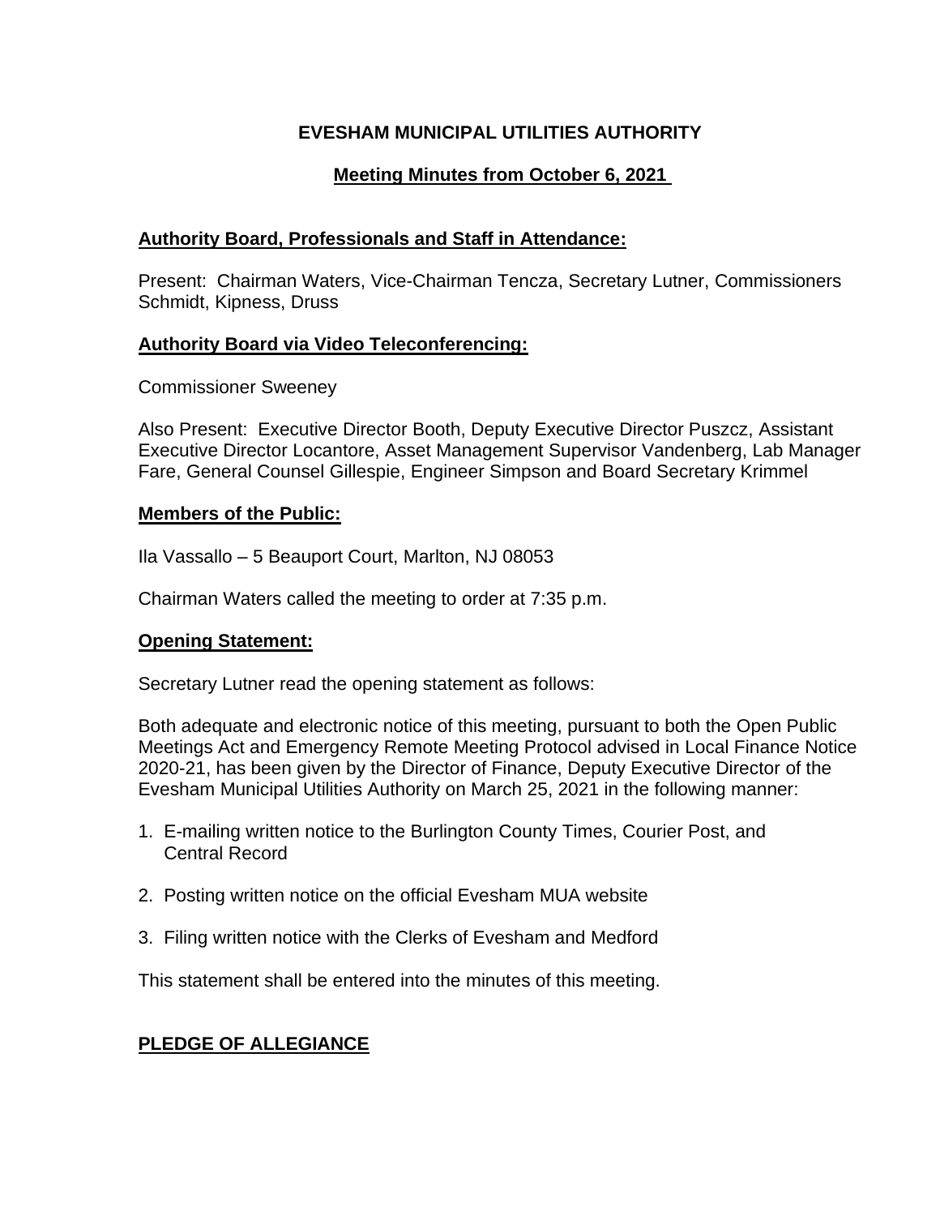# EVESHAM MUNICIPAL UTILITIES AUTHORITY

## Meeting Minutes from October 6, 2021

**Authority Board, Professionals and Staff in Attendance:**

Present: Chairman Waters, Vice-Chairman Tencza, Secretary Lutner, Commissioners Schmidt, Kipness, Druss

**Authority Board via Video Teleconferencing:**

Commissioner Sweeney

Also Present: Executive Director Booth, Deputy Executive Director Puszcz, Assistant Executive Director Locantore, Asset Management Supervisor Vandenberg, Lab Manager Fare, General Counsel Gillespie, Engineer Simpson and Board Secretary Krimmel

**Members of the Public:**

Ila Vassallo – 5 Beauport Court, Marlton, NJ 08053

Chairman Waters called the meeting to order at 7:35 p.m.

**Opening Statement:**

Secretary Lutner read the opening statement as follows:

Both adequate and electronic notice of this meeting, pursuant to both the Open Public Meetings Act and Emergency Remote Meeting Protocol advised in Local Finance Notice 2020-21, has been given by the Director of Finance, Deputy Executive Director of the Evesham Municipal Utilities Authority on March 25, 2021 in the following manner:

1. E-mailing written notice to the Burlington County Times, Courier Post, and Central Record
2. Posting written notice on the official Evesham MUA website
3. Filing written notice with the Clerks of Evesham and Medford

This statement shall be entered into the minutes of this meeting.

**PLEDGE OF ALLEGIANCE**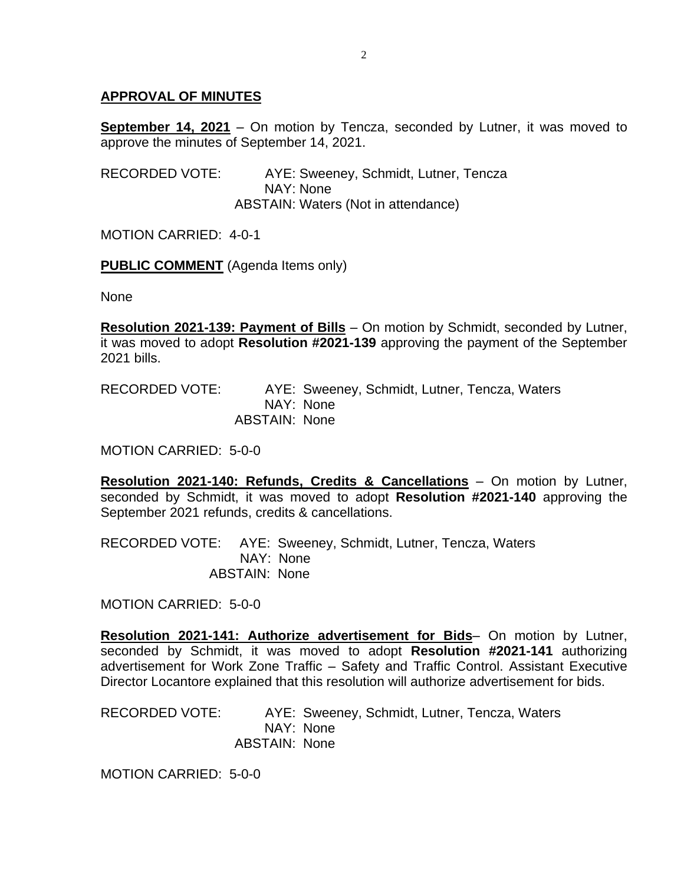## APPROVAL OF MINUTES

**September 14, 2021** – On motion by Tencza, seconded by Lutner, it was moved to approve the minutes of September 14, 2021.

RECORDED VOTE: AYE: Sweeney, Schmidt, Lutner, Tencza
NAY: None
ABSTAIN: Waters (Not in attendance)

MOTION CARRIED: 4-0-1

**PUBLIC COMMENT** (Agenda Items only)

None

**Resolution 2021-139: Payment of Bills** – On motion by Schmidt, seconded by Lutner, it was moved to adopt **Resolution #2021-139** approving the payment of the September 2021 bills.

RECORDED VOTE: AYE: Sweeney, Schmidt, Lutner, Tencza, Waters
NAY: None
ABSTAIN: None

MOTION CARRIED: 5-0-0

**Resolution 2021-140: Refunds, Credits & Cancellations** – On motion by Lutner, seconded by Schmidt, it was moved to adopt **Resolution #2021-140** approving the September 2021 refunds, credits & cancellations.

RECORDED VOTE: AYE: Sweeney, Schmidt, Lutner, Tencza, Waters
NAY: None
ABSTAIN: None

MOTION CARRIED: 5-0-0

**Resolution 2021-141: Authorize advertisement for Bids**– On motion by Lutner, seconded by Schmidt, it was moved to adopt **Resolution #2021-141** authorizing advertisement for Work Zone Traffic – Safety and Traffic Control. Assistant Executive Director Locantore explained that this resolution will authorize advertisement for bids.

RECORDED VOTE: AYE: Sweeney, Schmidt, Lutner, Tencza, Waters
NAY: None
ABSTAIN: None

MOTION CARRIED: 5-0-0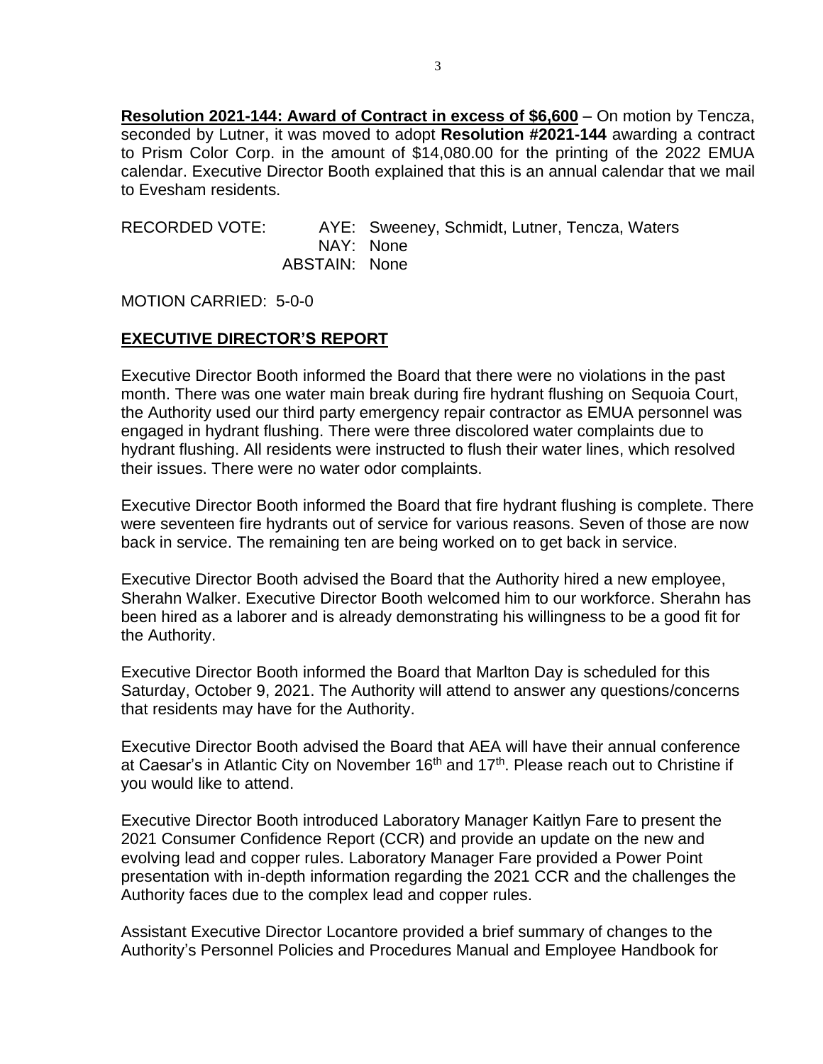**Resolution 2021-144: Award of Contract in excess of $6,600** – On motion by Tencza, seconded by Lutner, it was moved to adopt **Resolution #2021-144** awarding a contract to Prism Color Corp. in the amount of $14,080.00 for the printing of the 2022 EMUA calendar. Executive Director Booth explained that this is an annual calendar that we mail to Evesham residents.

RECORDED VOTE: AYE: Sweeney, Schmidt, Lutner, Tencza, Waters
NAY: None
ABSTAIN: None

MOTION CARRIED: 5-0-0

## EXECUTIVE DIRECTOR'S REPORT

Executive Director Booth informed the Board that there were no violations in the past month. There was one water main break during fire hydrant flushing on Sequoia Court, the Authority used our third party emergency repair contractor as EMUA personnel was engaged in hydrant flushing. There were three discolored water complaints due to hydrant flushing. All residents were instructed to flush their water lines, which resolved their issues. There were no water odor complaints.

Executive Director Booth informed the Board that fire hydrant flushing is complete. There were seventeen fire hydrants out of service for various reasons. Seven of those are now back in service. The remaining ten are being worked on to get back in service.

Executive Director Booth advised the Board that the Authority hired a new employee, Sherahn Walker. Executive Director Booth welcomed him to our workforce. Sherahn has been hired as a laborer and is already demonstrating his willingness to be a good fit for the Authority.

Executive Director Booth informed the Board that Marlton Day is scheduled for this Saturday, October 9, 2021. The Authority will attend to answer any questions/concerns that residents may have for the Authority.

Executive Director Booth advised the Board that AEA will have their annual conference at Caesar's in Atlantic City on November 16th and 17th. Please reach out to Christine if you would like to attend.

Executive Director Booth introduced Laboratory Manager Kaitlyn Fare to present the 2021 Consumer Confidence Report (CCR) and provide an update on the new and evolving lead and copper rules. Laboratory Manager Fare provided a Power Point presentation with in-depth information regarding the 2021 CCR and the challenges the Authority faces due to the complex lead and copper rules.

Assistant Executive Director Locantore provided a brief summary of changes to the Authority's Personnel Policies and Procedures Manual and Employee Handbook for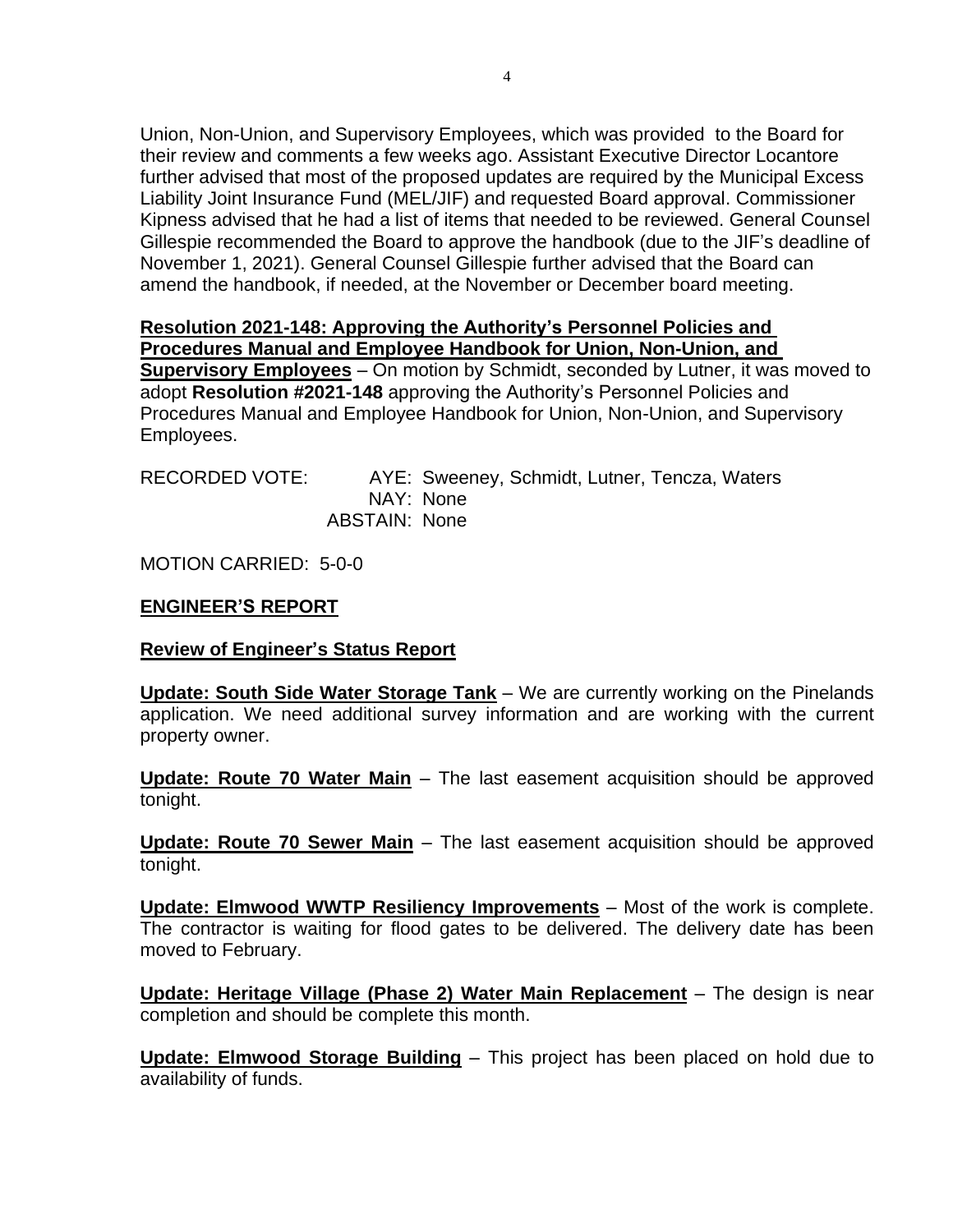Union, Non-Union, and Supervisory Employees, which was provided to the Board for their review and comments a few weeks ago. Assistant Executive Director Locantore further advised that most of the proposed updates are required by the Municipal Excess Liability Joint Insurance Fund (MEL/JIF) and requested Board approval. Commissioner Kipness advised that he had a list of items that needed to be reviewed. General Counsel Gillespie recommended the Board to approve the handbook (due to the JIF's deadline of November 1, 2021). General Counsel Gillespie further advised that the Board can amend the handbook, if needed, at the November or December board meeting.

**Resolution 2021-148: Approving the Authority's Personnel Policies and Procedures Manual and Employee Handbook for Union, Non-Union, and Supervisory Employees** – On motion by Schmidt, seconded by Lutner, it was moved to adopt **Resolution #2021-148** approving the Authority's Personnel Policies and Procedures Manual and Employee Handbook for Union, Non-Union, and Supervisory Employees.

RECORDED VOTE: AYE: Sweeney, Schmidt, Lutner, Tencza, Waters
NAY: None
ABSTAIN: None

MOTION CARRIED: 5-0-0

**ENGINEER'S REPORT**

**Review of Engineer's Status Report**

**Update: South Side Water Storage Tank** – We are currently working on the Pinelands application. We need additional survey information and are working with the current property owner.

**Update: Route 70 Water Main** – The last easement acquisition should be approved tonight.

**Update: Route 70 Sewer Main** – The last easement acquisition should be approved tonight.

**Update: Elmwood WWTP Resiliency Improvements** – Most of the work is complete. The contractor is waiting for flood gates to be delivered. The delivery date has been moved to February.

**Update: Heritage Village (Phase 2) Water Main Replacement** – The design is near completion and should be complete this month.

**Update: Elmwood Storage Building** – This project has been placed on hold due to availability of funds.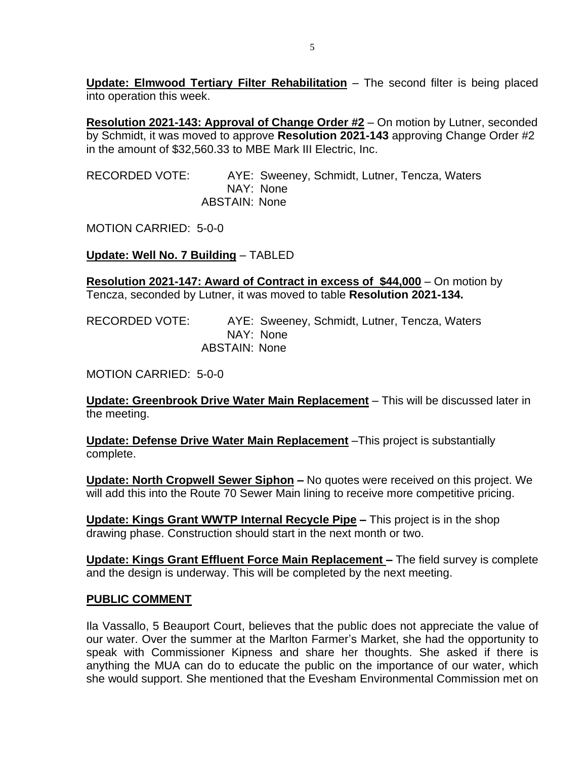**Update: Elmwood Tertiary Filter Rehabilitation** – The second filter is being placed into operation this week.

**Resolution 2021-143: Approval of Change Order #2** – On motion by Lutner, seconded by Schmidt, it was moved to approve **Resolution 2021-143** approving Change Order #2 in the amount of $32,560.33 to MBE Mark III Electric, Inc.

RECORDED VOTE: AYE: Sweeney, Schmidt, Lutner, Tencza, Waters
NAY: None
ABSTAIN: None

MOTION CARRIED: 5-0-0

**Update: Well No. 7 Building** – TABLED

**Resolution 2021-147: Award of Contract in excess of $44,000** – On motion by Tencza, seconded by Lutner, it was moved to table **Resolution 2021-134.**

RECORDED VOTE: AYE: Sweeney, Schmidt, Lutner, Tencza, Waters
NAY: None
ABSTAIN: None

MOTION CARRIED: 5-0-0

**Update: Greenbrook Drive Water Main Replacement** – This will be discussed later in the meeting.

**Update: Defense Drive Water Main Replacement** –This project is substantially complete.

**Update: North Cropwell Sewer Siphon –** No quotes were received on this project. We will add this into the Route 70 Sewer Main lining to receive more competitive pricing.

**Update: Kings Grant WWTP Internal Recycle Pipe –** This project is in the shop drawing phase. Construction should start in the next month or two.

**Update: Kings Grant Effluent Force Main Replacement –** The field survey is complete and the design is underway. This will be completed by the next meeting.

## PUBLIC COMMENT

Ila Vassallo, 5 Beauport Court, believes that the public does not appreciate the value of our water. Over the summer at the Marlton Farmer's Market, she had the opportunity to speak with Commissioner Kipness and share her thoughts. She asked if there is anything the MUA can do to educate the public on the importance of our water, which she would support. She mentioned that the Evesham Environmental Commission met on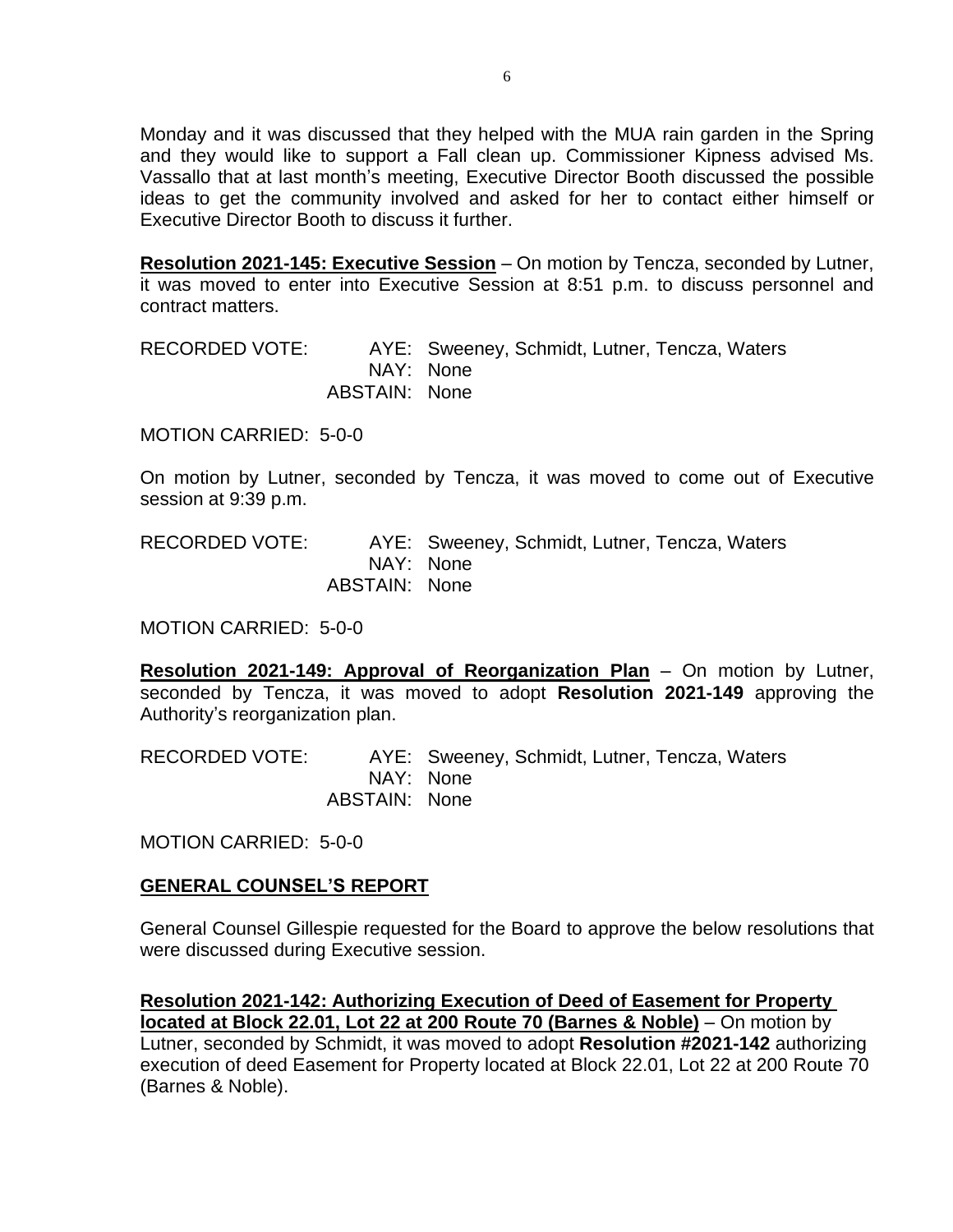Monday and it was discussed that they helped with the MUA rain garden in the Spring and they would like to support a Fall clean up. Commissioner Kipness advised Ms. Vassallo that at last month's meeting, Executive Director Booth discussed the possible ideas to get the community involved and asked for her to contact either himself or Executive Director Booth to discuss it further.

**Resolution 2021-145: Executive Session** – On motion by Tencza, seconded by Lutner, it was moved to enter into Executive Session at 8:51 p.m. to discuss personnel and contract matters.

RECORDED VOTE: AYE: Sweeney, Schmidt, Lutner, Tencza, Waters
NAY: None
ABSTAIN: None

MOTION CARRIED: 5-0-0

On motion by Lutner, seconded by Tencza, it was moved to come out of Executive session at 9:39 p.m.

RECORDED VOTE: AYE: Sweeney, Schmidt, Lutner, Tencza, Waters
NAY: None
ABSTAIN: None

MOTION CARRIED: 5-0-0

**Resolution 2021-149: Approval of Reorganization Plan** – On motion by Lutner, seconded by Tencza, it was moved to adopt **Resolution 2021-149** approving the Authority's reorganization plan.

RECORDED VOTE: AYE: Sweeney, Schmidt, Lutner, Tencza, Waters
NAY: None
ABSTAIN: None

MOTION CARRIED: 5-0-0

## GENERAL COUNSEL'S REPORT

General Counsel Gillespie requested for the Board to approve the below resolutions that were discussed during Executive session.

**Resolution 2021-142: Authorizing Execution of Deed of Easement for Property located at Block 22.01, Lot 22 at 200 Route 70 (Barnes & Noble)** – On motion by Lutner, seconded by Schmidt, it was moved to adopt **Resolution #2021-142** authorizing execution of deed Easement for Property located at Block 22.01, Lot 22 at 200 Route 70 (Barnes & Noble).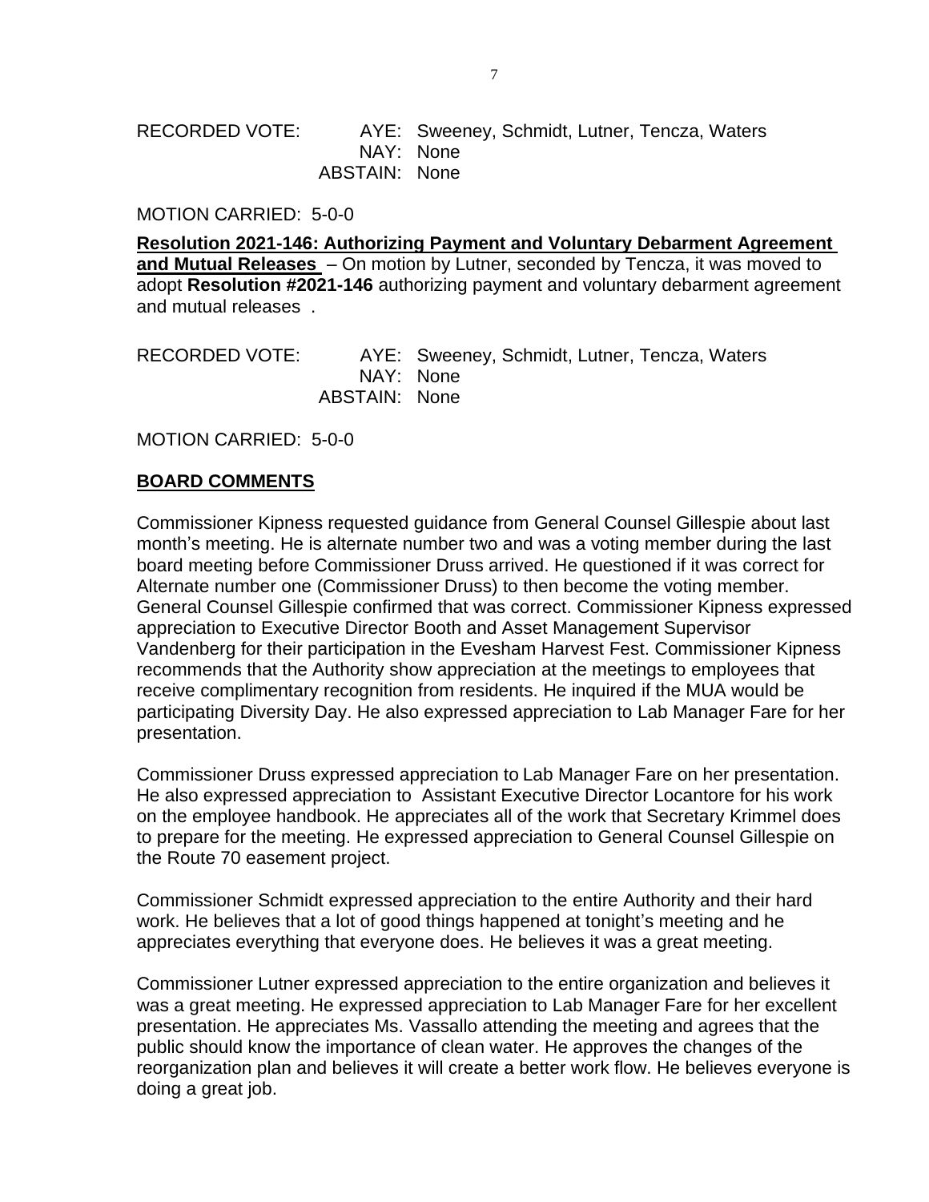RECORDED VOTE: AYE: Sweeney, Schmidt, Lutner, Tencza, Waters
NAY: None
ABSTAIN: None

MOTION CARRIED: 5-0-0

**Resolution 2021-146: Authorizing Payment and Voluntary Debarment Agreement and Mutual Releases** – On motion by Lutner, seconded by Tencza, it was moved to adopt **Resolution #2021-146** authorizing payment and voluntary debarment agreement and mutual releases .

RECORDED VOTE: AYE: Sweeney, Schmidt, Lutner, Tencza, Waters
NAY: None
ABSTAIN: None

MOTION CARRIED: 5-0-0

**BOARD COMMENTS**

Commissioner Kipness requested guidance from General Counsel Gillespie about last month's meeting. He is alternate number two and was a voting member during the last board meeting before Commissioner Druss arrived. He questioned if it was correct for Alternate number one (Commissioner Druss) to then become the voting member. General Counsel Gillespie confirmed that was correct. Commissioner Kipness expressed appreciation to Executive Director Booth and Asset Management Supervisor Vandenberg for their participation in the Evesham Harvest Fest. Commissioner Kipness recommends that the Authority show appreciation at the meetings to employees that receive complimentary recognition from residents. He inquired if the MUA would be participating Diversity Day. He also expressed appreciation to Lab Manager Fare for her presentation.

Commissioner Druss expressed appreciation to Lab Manager Fare on her presentation. He also expressed appreciation to Assistant Executive Director Locantore for his work on the employee handbook. He appreciates all of the work that Secretary Krimmel does to prepare for the meeting. He expressed appreciation to General Counsel Gillespie on the Route 70 easement project.

Commissioner Schmidt expressed appreciation to the entire Authority and their hard work. He believes that a lot of good things happened at tonight's meeting and he appreciates everything that everyone does. He believes it was a great meeting.

Commissioner Lutner expressed appreciation to the entire organization and believes it was a great meeting. He expressed appreciation to Lab Manager Fare for her excellent presentation. He appreciates Ms. Vassallo attending the meeting and agrees that the public should know the importance of clean water. He approves the changes of the reorganization plan and believes it will create a better work flow. He believes everyone is doing a great job.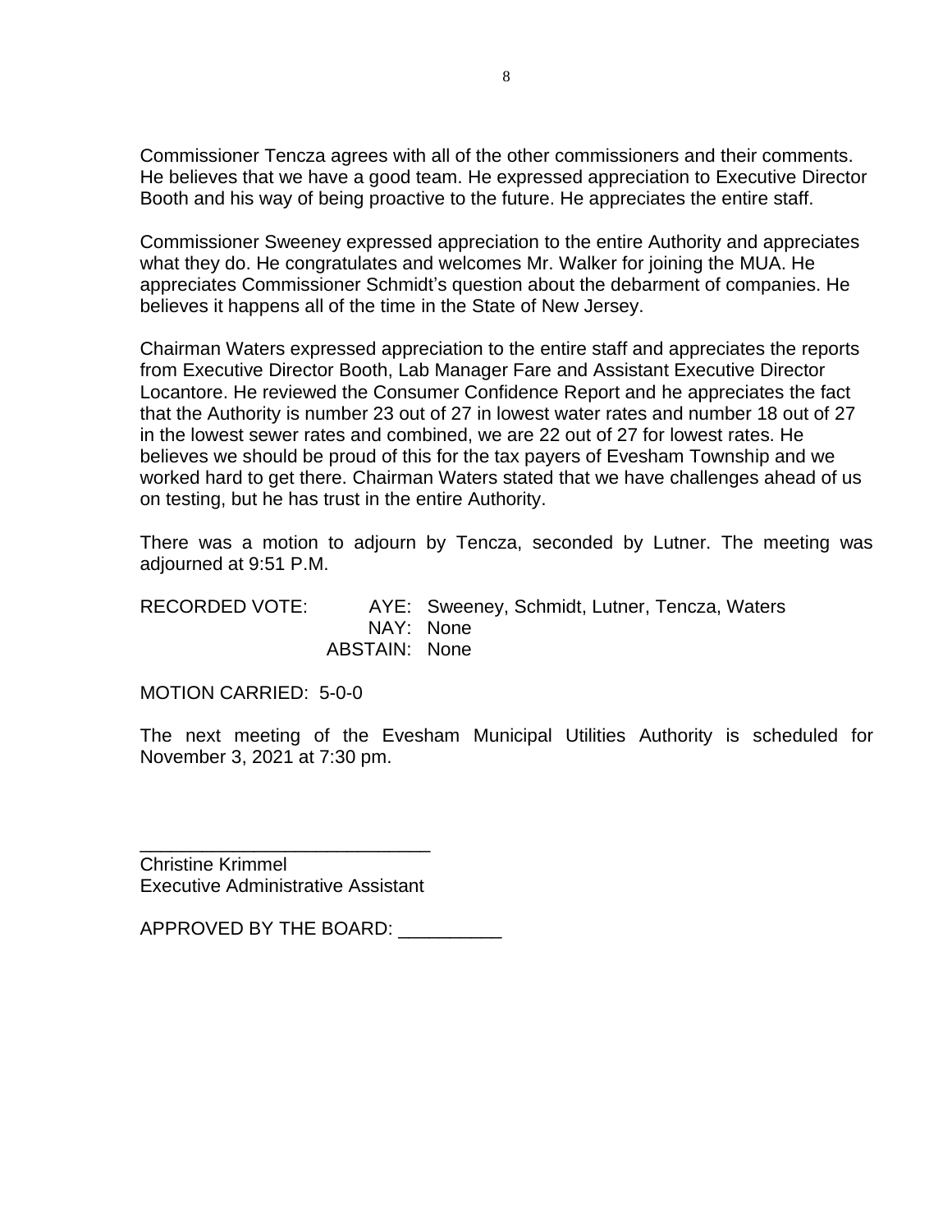Commissioner Tencza agrees with all of the other commissioners and their comments. He believes that we have a good team. He expressed appreciation to Executive Director Booth and his way of being proactive to the future. He appreciates the entire staff.

Commissioner Sweeney expressed appreciation to the entire Authority and appreciates what they do. He congratulates and welcomes Mr. Walker for joining the MUA. He appreciates Commissioner Schmidt's question about the debarment of companies. He believes it happens all of the time in the State of New Jersey.

Chairman Waters expressed appreciation to the entire staff and appreciates the reports from Executive Director Booth, Lab Manager Fare and Assistant Executive Director Locantore. He reviewed the Consumer Confidence Report and he appreciates the fact that the Authority is number 23 out of 27 in lowest water rates and number 18 out of 27 in the lowest sewer rates and combined, we are 22 out of 27 for lowest rates. He believes we should be proud of this for the tax payers of Evesham Township and we worked hard to get there. Chairman Waters stated that we have challenges ahead of us on testing, but he has trust in the entire Authority.

There was a motion to adjourn by Tencza, seconded by Lutner. The meeting was adjourned at 9:51 P.M.

RECORDED VOTE: AYE: Sweeney, Schmidt, Lutner, Tencza, Waters
NAY: None
ABSTAIN: None

MOTION CARRIED: 5-0-0

The next meeting of the Evesham Municipal Utilities Authority is scheduled for November 3, 2021 at 7:30 pm.

____________________________
Christine Krimmel
Executive Administrative Assistant

APPROVED BY THE BOARD: __________